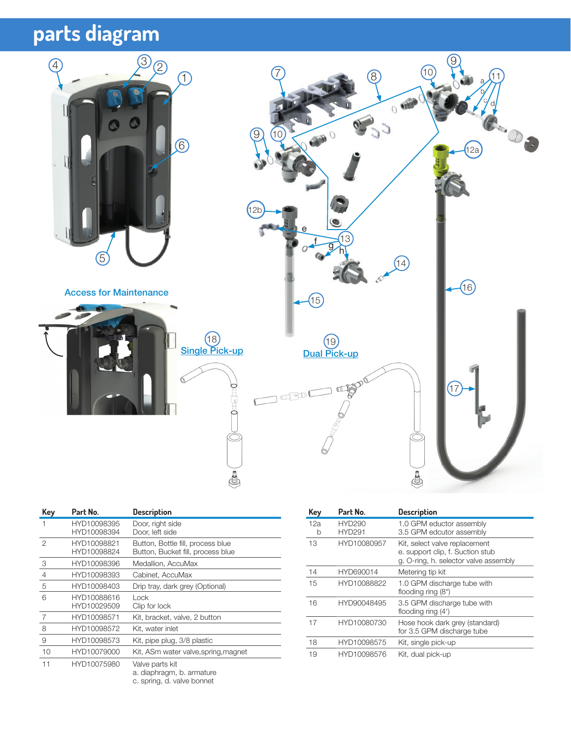# parts diagram

Access for Maintenance

Single Pick-up

Dual Pick-up

| Key | Part No. | Description |
|---|---|---|
| 1 | HYD10098395<br>HYD10098394 | Door, right side<br>Door, left side |
| 2 | HYD10098821<br>HYD10098824 | Button, Bottle fill, process blue<br>Button, Bucket fill, process blue |
| 3 | HYD10098396 | Medallion, AccuMax |
| 4 | HYD10098393 | Cabinet, AccuMax |
| 5 | HYD10098403 | Drip tray, dark grey (Optional) |
| 6 | HYD10088616<br>HYD10029509 | Lock<br>Clip for lock |
| 7 | HYD10098571 | Kit, bracket, valve, 2 button |
| 8 | HYD10098572 | Kit, water inlet |
| 9 | HYD10098573 | Kit, pipe plug, 3/8 plastic |
| 10 | HYD10079000 | Kit, ASm water valve,spring,magnet |
| 11 | HYD10075980 | Valve parts kit<br>a. diaphragm, b. armature<br>c. spring, d. valve bonnet |

| Key | Part No. | Description |
|---|---|---|
| 12a<br>b | HYD290<br>HYD291 | 1.0 GPM eductor assembly<br>3.5 GPM edcutor assembly |
| 13 | HYD10080957 | Kit, select valve replacement<br>e. support clip, f. Suction stub<br>g. O-ring, h. selector valve assembly |
| 14 | HYD690014 | Metering tip kit |
| 15 | HYD10088822 | 1.0 GPM discharge tube with flooding ring (8") |
| 16 | HYD90048495 | 3.5 GPM discharge tube with flooding ring (4') |
| 17 | HYD10080730 | Hose hook dark grey (standard) for 3.5 GPM discharge tube |
| 18 | HYD10098575 | Kit, single pick-up |
| 19 | HYD10098576 | Kit, dual pick-up |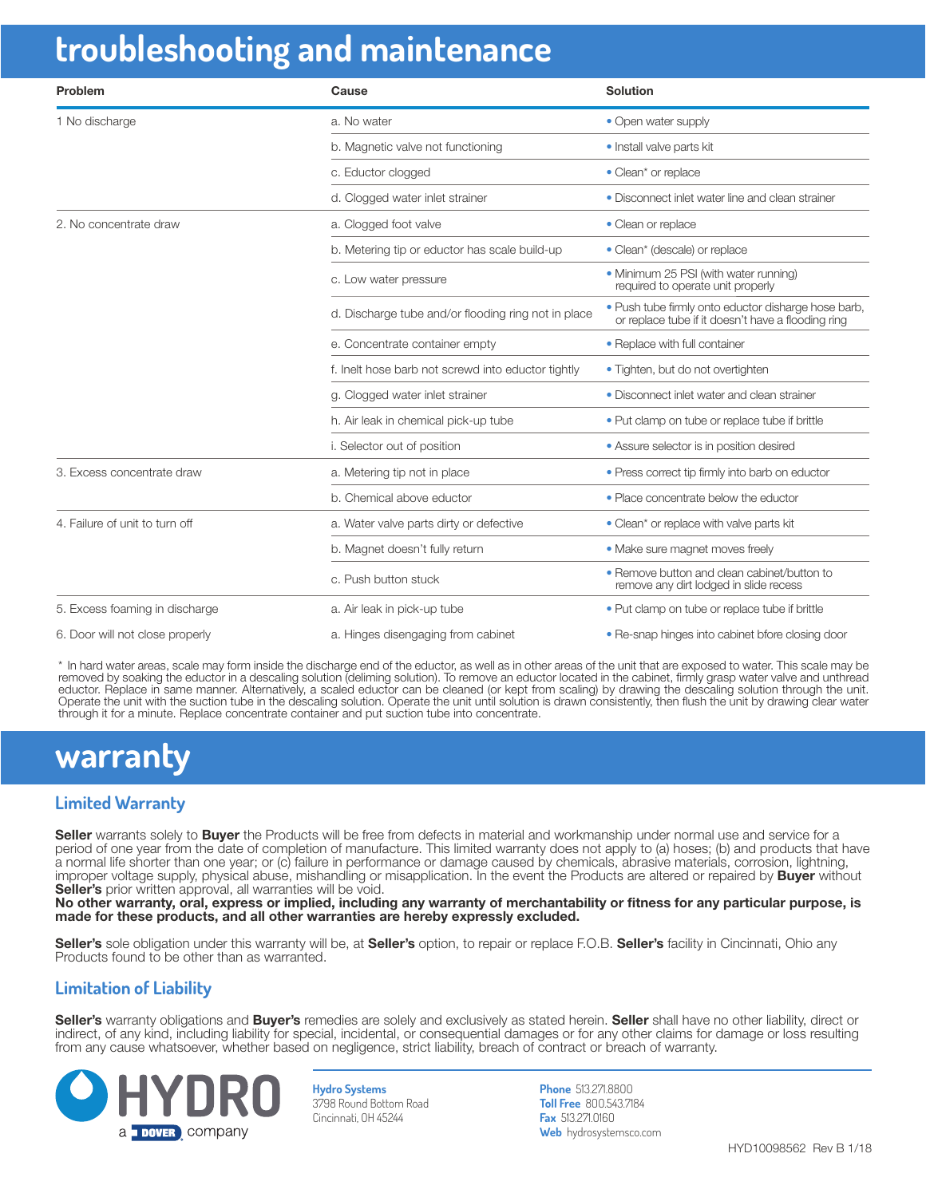# troubleshooting and maintenance

| Problem | Cause | Solution |
|---|---|---|
| 1 No discharge | a. No water | • Open water supply |
| | b. Magnetic valve not functioning | • Install valve parts kit |
| | c. Eductor clogged | • Clean* or replace |
| | d. Clogged water inlet strainer | • Disconnect inlet water line and clean strainer |
| 2. No concentrate draw | a. Clogged foot valve | • Clean or replace |
| | b. Metering tip or eductor has scale build-up | • Clean* (descale) or replace |
| | c. Low water pressure | • Minimum 25 PSI (with water running) required to operate unit properly |
| | d. Discharge tube and/or flooding ring not in place | • Push tube firmly onto eductor disharge hose barb, or replace tube if it doesn't have a flooding ring |
| | e. Concentrate container empty | • Replace with full container |
| | f. Inelt hose barb not screwd into eductor tightly | • Tighten, but do not overtighten |
| | g. Clogged water inlet strainer | • Disconnect inlet water and clean strainer |
| | h. Air leak in chemical pick-up tube | • Put clamp on tube or replace tube if brittle |
| | i. Selector out of position | • Assure selector is in position desired |
| 3. Excess concentrate draw | a. Metering tip not in place | • Press correct tip firmly into barb on eductor |
| | b. Chemical above eductor | • Place concentrate below the eductor |
| 4. Failure of unit to turn off | a. Water valve parts dirty or defective | • Clean* or replace with valve parts kit |
| | b. Magnet doesn't fully return | • Make sure magnet moves freely |
| | c. Push button stuck | • Remove button and clean cabinet/button to remove any dirt lodged in slide recess |
| 5. Excess foaming in discharge | a. Air leak in pick-up tube | • Put clamp on tube or replace tube if brittle |
| 6. Door will not close properly | a. Hinges disengaging from cabinet | • Re-snap hinges into cabinet bfore closing door |

\* In hard water areas, scale may form inside the discharge end of the eductor, as well as in other areas of the unit that are exposed to water. This scale may be removed by soaking the eductor in a descaling solution (deliming solution). To remove an eductor located in the cabinet, firmly grasp water valve and unthread eductor. Replace in same manner. Alternatively, a scaled eductor can be cleaned (or kept from scaling) by drawing the descaling solution through the unit. Operate the unit with the suction tube in the descaling solution. Operate the unit until solution is drawn consistently, then flush the unit by drawing clear water through it for a minute. Replace concentrate container and put suction tube into concentrate.

# warranty

## Limited Warranty

**Seller** warrants solely to **Buyer** the Products will be free from defects in material and workmanship under normal use and service for a period of one year from the date of completion of manufacture. This limited warranty does not apply to (a) hoses; (b) and products that have a normal life shorter than one year; or (c) failure in performance or damage caused by chemicals, abrasive materials, corrosion, lightning, improper voltage supply, physical abuse, mishandling or misapplication. In the event the Products are altered or repaired by **Buyer** without **Seller's** prior written approval, all warranties will be void.
**No other warranty, oral, express or implied, including any warranty of merchantability or fitness for any particular purpose, is made for these products, and all other warranties are hereby expressly excluded.**

**Seller's** sole obligation under this warranty will be, at **Seller's** option, to repair or replace F.O.B. **Seller's** facility in Cincinnati, Ohio any Products found to be other than as warranted.

## Limitation of Liability

**Seller's** warranty obligations and **Buyer's** remedies are solely and exclusively as stated herein. **Seller** shall have no other liability, direct or indirect, of any kind, including liability for special, incidental, or consequential damages or for any other claims for damage or loss resulting from any cause whatsoever, whether based on negligence, strict liability, breach of contract or breach of warranty.

HYDRO
a DOVER company

**Hydro Systems**
3798 Round Bottom Road
Cincinnati, OH 45244

**Phone** 513.271.8800
**Toll Free** 800.543.7184
**Fax** 513.271.0160
**Web** hydrosystemsco.com

HYD10098562 Rev B 1/18